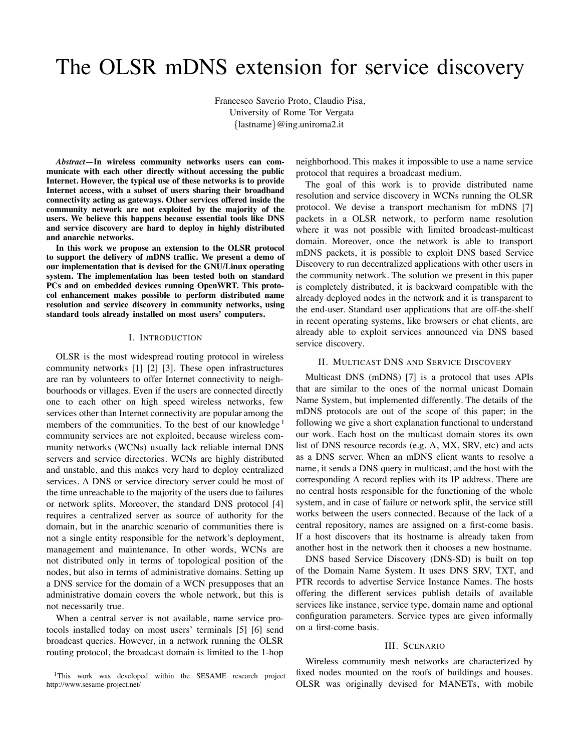# The OLSR mDNS extension for service discovery

Francesco Saverio Proto, Claudio Pisa,
University of Rome Tor Vergata
{lastname}@ing.uniroma2.it

***Abstract*—In wireless community networks users can communicate with each other directly without accessing the public Internet. However, the typical use of these networks is to provide Internet access, with a subset of users sharing their broadband connectivity acting as gateways. Other services offered inside the community network are not exploited by the majority of the users. We believe this happens because essential tools like DNS and service discovery are hard to deploy in highly distributed and anarchic networks.**

**In this work we propose an extension to the OLSR protocol to support the delivery of mDNS traffic. We present a demo of our implementation that is devised for the GNU/Linux operating system. The implementation has been tested both on standard PCs and on embedded devices running OpenWRT. This protocol enhancement makes possible to perform distributed name resolution and service discovery in community networks, using standard tools already installed on most users' computers.**

## I. Introduction

OLSR is the most widespread routing protocol in wireless community networks [1] [2] [3]. These open infrastructures are ran by volunteers to offer Internet connectivity to neighbourhoods or villages. Even if the users are connected directly one to each other on high speed wireless networks, few services other than Internet connectivity are popular among the members of the communities. To the best of our knowledge [1] community services are not exploited, because wireless community networks (WCNs) usually lack reliable internal DNS servers and service directories. WCNs are highly distributed and unstable, and this makes very hard to deploy centralized services. A DNS or service directory server could be most of the time unreachable to the majority of the users due to failures or network splits. Moreover, the standard DNS protocol [4] requires a centralized server as source of authority for the domain, but in the anarchic scenario of communities there is not a single entity responsible for the network's deployment, management and maintenance. In other words, WCNs are not distributed only in terms of topological position of the nodes, but also in terms of administrative domains. Setting up a DNS service for the domain of a WCN presupposes that an administrative domain covers the whole network, but this is not necessarily true.

When a central server is not available, name service protocols installed today on most users' terminals [5] [6] send broadcast queries. However, in a network running the OLSR routing protocol, the broadcast domain is limited to the 1-hop neighborhood. This makes it impossible to use a name service protocol that requires a broadcast medium.

The goal of this work is to provide distributed name resolution and service discovery in WCNs running the OLSR protocol. We devise a transport mechanism for mDNS [7] packets in a OLSR network, to perform name resolution where it was not possible with limited broadcast-multicast domain. Moreover, once the network is able to transport mDNS packets, it is possible to exploit DNS based Service Discovery to run decentralized applications with other users in the community network. The solution we present in this paper is completely distributed, it is backward compatible with the already deployed nodes in the network and it is transparent to the end-user. Standard user applications that are off-the-shelf in recent operating systems, like browsers or chat clients, are already able to exploit services announced via DNS based service discovery.

## II. Multicast DNS and Service Discovery

Multicast DNS (mDNS) [7] is a protocol that uses APIs that are similar to the ones of the normal unicast Domain Name System, but implemented differently. The details of the mDNS protocols are out of the scope of this paper; in the following we give a short explanation functional to understand our work. Each host on the multicast domain stores its own list of DNS resource records (e.g. A, MX, SRV, etc) and acts as a DNS server. When an mDNS client wants to resolve a name, it sends a DNS query in multicast, and the host with the corresponding A record replies with its IP address. There are no central hosts responsible for the functioning of the whole system, and in case of failure or network split, the service still works between the users connected. Because of the lack of a central repository, names are assigned on a first-come basis. If a host discovers that its hostname is already taken from another host in the network then it chooses a new hostname.

DNS based Service Discovery (DNS-SD) is built on top of the Domain Name System. It uses DNS SRV, TXT, and PTR records to advertise Service Instance Names. The hosts offering the different services publish details of available services like instance, service type, domain name and optional configuration parameters. Service types are given informally on a first-come basis.

## III. Scenario

Wireless community mesh networks are characterized by fixed nodes mounted on the roofs of buildings and houses. OLSR was originally devised for MANETs, with mobile

[1] This work was developed within the SESAME research project http://www.sesame-project.net/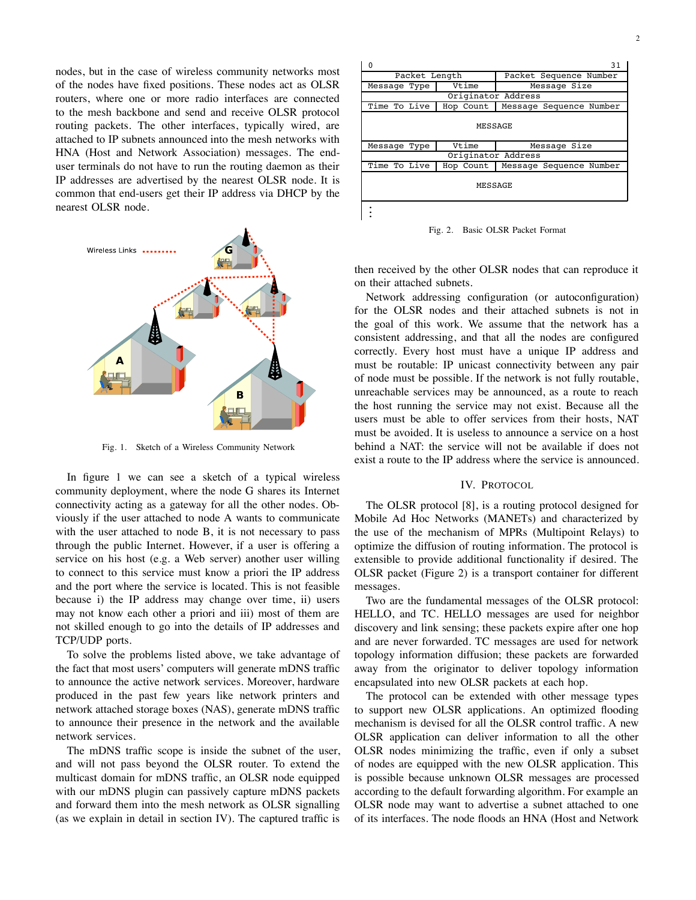nodes, but in the case of wireless community networks most of the nodes have fixed positions. These nodes act as OLSR routers, where one or more radio interfaces are connected to the mesh backbone and send and receive OLSR protocol routing packets. The other interfaces, typically wired, are attached to IP subnets announced into the mesh networks with HNA (Host and Network Association) messages. The end-user terminals do not have to run the routing daemon as their IP addresses are advertised by the nearest OLSR node. It is common that end-users get their IP address via DHCP by the nearest OLSR node.

Fig. 1. Sketch of a Wireless Community Network

In figure 1 we can see a sketch of a typical wireless community deployment, where the node G shares its Internet connectivity acting as a gateway for all the other nodes. Obviously if the user attached to node A wants to communicate with the user attached to node B, it is not necessary to pass through the public Internet. However, if a user is offering a service on his host (e.g. a Web server) another user willing to connect to this service must know a priori the IP address and the port where the service is located. This is not feasible because i) the IP address may change over time, ii) users may not know each other a priori and iii) most of them are not skilled enough to go into the details of IP addresses and TCP/UDP ports.

To solve the problems listed above, we take advantage of the fact that most users' computers will generate mDNS traffic to announce the active network services. Moreover, hardware produced in the past few years like network printers and network attached storage boxes (NAS), generate mDNS traffic to announce their presence in the network and the available network services.

The mDNS traffic scope is inside the subnet of the user, and will not pass beyond the OLSR router. To extend the multicast domain for mDNS traffic, an OLSR node equipped with our mDNS plugin can passively capture mDNS packets and forward them into the mesh network as OLSR signalling (as we explain in detail in section IV). The captured traffic is then received by the other OLSR nodes that can reproduce it on their attached subnets.

| 0 | | 31 |
|---|---|---|
| Packet Length | | Packet Sequence Number |
| Message Type | Vtime | Message Size |
| Originator Address | | |
| Time To Live | Hop Count | Message Sequence Number |
| MESSAGE | | |
| Message Type | Vtime | Message Size |
| Originator Address | | |
| Time To Live | Hop Count | Message Sequence Number |
| MESSAGE | | |
| ⋮ | | |

Fig. 2. Basic OLSR Packet Format

Network addressing configuration (or autoconfiguration) for the OLSR nodes and their attached subnets is not in the goal of this work. We assume that the network has a consistent addressing, and that all the nodes are configured correctly. Every host must have a unique IP address and must be routable: IP unicast connectivity between any pair of node must be possible. If the network is not fully routable, unreachable services may be announced, as a route to reach the host running the service may not exist. Because all the users must be able to offer services from their hosts, NAT must be avoided. It is useless to announce a service on a host behind a NAT: the service will not be available if does not exist a route to the IP address where the service is announced.

## IV. Protocol

The OLSR protocol [8], is a routing protocol designed for Mobile Ad Hoc Networks (MANETs) and characterized by the use of the mechanism of MPRs (Multipoint Relays) to optimize the diffusion of routing information. The protocol is extensible to provide additional functionality if desired. The OLSR packet (Figure 2) is a transport container for different messages.

Two are the fundamental messages of the OLSR protocol: HELLO, and TC. HELLO messages are used for neighbor discovery and link sensing; these packets expire after one hop and are never forwarded. TC messages are used for network topology information diffusion; these packets are forwarded away from the originator to deliver topology information encapsulated into new OLSR packets at each hop.

The protocol can be extended with other message types to support new OLSR applications. An optimized flooding mechanism is devised for all the OLSR control traffic. A new OLSR application can deliver information to all the other OLSR nodes minimizing the traffic, even if only a subset of nodes are equipped with the new OLSR application. This is possible because unknown OLSR messages are processed according to the default forwarding algorithm. For example an OLSR node may want to advertise a subnet attached to one of its interfaces. The node floods an HNA (Host and Network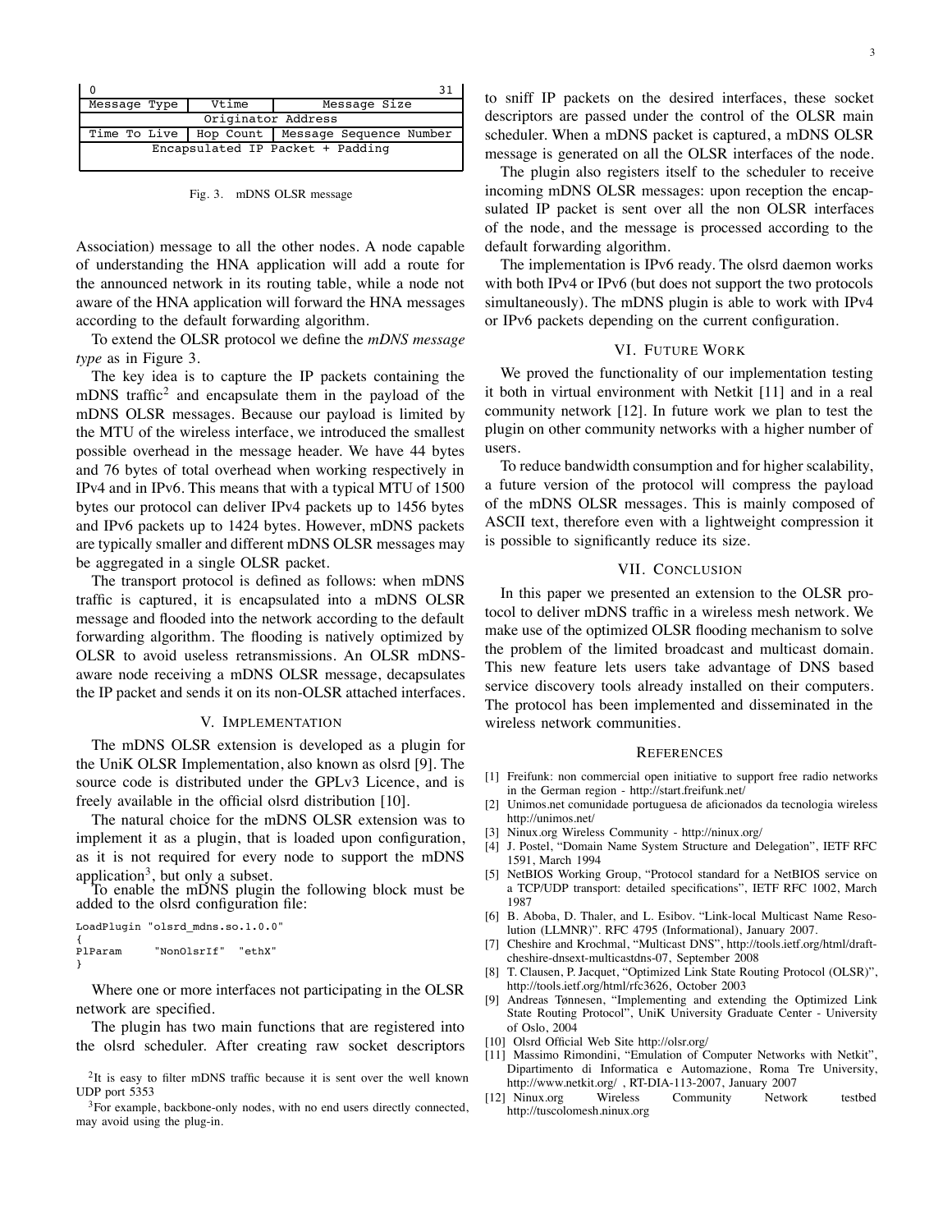| 0 | | 31 |
|---|---|---|
| Message Type | Vtime | Message Size |
| Originator Address | | |
| Time To Live | Hop Count | Message Sequence Number |
| Encapsulated IP Packet + Padding | | |

Fig. 3. mDNS OLSR message

Association) message to all the other nodes. A node capable of understanding the HNA application will add a route for the announced network in its routing table, while a node not aware of the HNA application will forward the HNA messages according to the default forwarding algorithm.

To extend the OLSR protocol we define the *mDNS message type* as in Figure 3.

The key idea is to capture the IP packets containing the mDNS traffic[2] and encapsulate them in the payload of the mDNS OLSR messages. Because our payload is limited by the MTU of the wireless interface, we introduced the smallest possible overhead in the message header. We have 44 bytes and 76 bytes of total overhead when working respectively in IPv4 and in IPv6. This means that with a typical MTU of 1500 bytes our protocol can deliver IPv4 packets up to 1456 bytes and IPv6 packets up to 1424 bytes. However, mDNS packets are typically smaller and different mDNS OLSR messages may be aggregated in a single OLSR packet.

The transport protocol is defined as follows: when mDNS traffic is captured, it is encapsulated into a mDNS OLSR message and flooded into the network according to the default forwarding algorithm. The flooding is natively optimized by OLSR to avoid useless retransmissions. An OLSR mDNS-aware node receiving a mDNS OLSR message, decapsulates the IP packet and sends it on its non-OLSR attached interfaces.

## V. Implementation

The mDNS OLSR extension is developed as a plugin for the UniK OLSR Implementation, also known as olsrd [9]. The source code is distributed under the GPLv3 Licence, and is freely available in the official olsrd distribution [10].

The natural choice for the mDNS OLSR extension was to implement it as a plugin, that is loaded upon configuration, as it is not required for every node to support the mDNS application[3], but only a subset.

To enable the mDNS plugin the following block must be added to the olsrd configuration file:

```
LoadPlugin "olsrd_mdns.so.1.0.0"
{
PlParam      "NonOlsrIf"   "ethX"
}
```

Where one or more interfaces not participating in the OLSR network are specified.

The plugin has two main functions that are registered into the olsrd scheduler. After creating raw socket descriptors to sniff IP packets on the desired interfaces, these socket descriptors are passed under the control of the OLSR main scheduler. When a mDNS packet is captured, a mDNS OLSR message is generated on all the OLSR interfaces of the node.

The plugin also registers itself to the scheduler to receive incoming mDNS OLSR messages: upon reception the encapsulated IP packet is sent over all the non OLSR interfaces of the node, and the message is processed according to the default forwarding algorithm.

The implementation is IPv6 ready. The olsrd daemon works with both IPv4 or IPv6 (but does not support the two protocols simultaneously). The mDNS plugin is able to work with IPv4 or IPv6 packets depending on the current configuration.

[2] It is easy to filter mDNS traffic because it is sent over the well known UDP port 5353

[3] For example, backbone-only nodes, with no end users directly connected, may avoid using the plug-in.

## VI. Future Work

We proved the functionality of our implementation testing it both in virtual environment with Netkit [11] and in a real community network [12]. In future work we plan to test the plugin on other community networks with a higher number of users.

To reduce bandwidth consumption and for higher scalability, a future version of the protocol will compress the payload of the mDNS OLSR messages. This is mainly composed of ASCII text, therefore even with a lightweight compression it is possible to significantly reduce its size.

## VII. Conclusion

In this paper we presented an extension to the OLSR protocol to deliver mDNS traffic in a wireless mesh network. We make use of the optimized OLSR flooding mechanism to solve the problem of the limited broadcast and multicast domain. This new feature lets users take advantage of DNS based service discovery tools already installed on their computers. The protocol has been implemented and disseminated in the wireless network communities.

## References

[1] Freifunk: non commercial open initiative to support free radio networks in the German region - http://start.freifunk.net/

[2] Unimos.net comunidade portuguesa de aficionados da tecnologia wireless http://unimos.net/

[3] Ninux.org Wireless Community - http://ninux.org/

[4] J. Postel, "Domain Name System Structure and Delegation", IETF RFC 1591, March 1994

[5] NetBIOS Working Group, "Protocol standard for a NetBIOS service on a TCP/UDP transport: detailed specifications", IETF RFC 1002, March 1987

[6] B. Aboba, D. Thaler, and L. Esibov. "Link-local Multicast Name Resolution (LLMNR)". RFC 4795 (Informational), January 2007.

[7] Cheshire and Krochmal, "Multicast DNS", http://tools.ietf.org/html/draft-cheshire-dnsext-multicastdns-07, September 2008

[8] T. Clausen, P. Jacquet, "Optimized Link State Routing Protocol (OLSR)", http://tools.ietf.org/html/rfc3626, October 2003

[9] Andreas Tønnesen, "Implementing and extending the Optimized Link State Routing Protocol", UniK University Graduate Center - University of Oslo, 2004

[10] Olsrd Official Web Site http://olsr.org/

[11] Massimo Rimondini, "Emulation of Computer Networks with Netkit", Dipartimento di Informatica e Automazione, Roma Tre University, http://www.netkit.org/ , RT-DIA-113-2007, January 2007

[12] Ninux.org Wireless Community Network testbed http://tuscolomesh.ninux.org